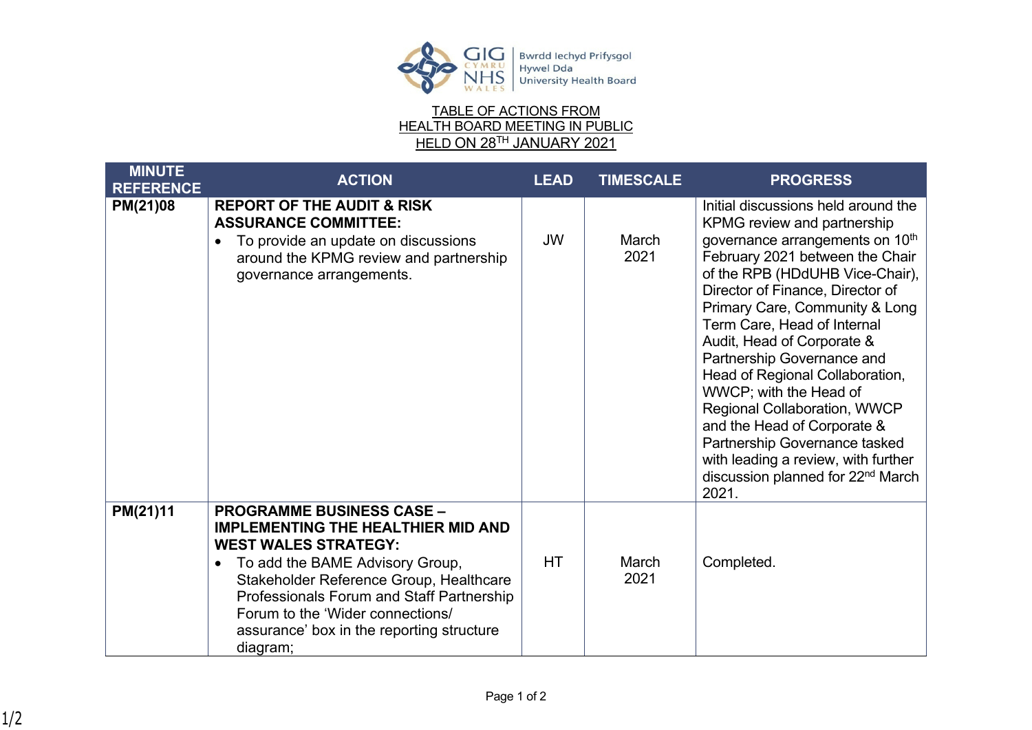Bwrdd Iechyd Prifysgol Hywel Dda University Health Board

TABLE OF ACTIONS FROM
HEALTH BOARD MEETING IN PUBLIC
HELD ON 28TH JANUARY 2021

| MINUTE REFERENCE | ACTION | LEAD | TIMESCALE | PROGRESS |
|---|---|---|---|---|
| PM(21)08 | **REPORT OF THE AUDIT & RISK ASSURANCE COMMITTEE:** <br>• To provide an update on discussions around the KPMG review and partnership governance arrangements. | JW | March 2021 | Initial discussions held around the KPMG review and partnership governance arrangements on 10th February 2021 between the Chair of the RPB (HDdUHB Vice-Chair), Director of Finance, Director of Primary Care, Community & Long Term Care, Head of Internal Audit, Head of Corporate & Partnership Governance and Head of Regional Collaboration, WWCP; with the Head of Regional Collaboration, WWCP and the Head of Corporate & Partnership Governance tasked with leading a review, with further discussion planned for 22nd March 2021. |
| PM(21)11 | **PROGRAMME BUSINESS CASE – IMPLEMENTING THE HEALTHIER MID AND WEST WALES STRATEGY:** <br>• To add the BAME Advisory Group, Stakeholder Reference Group, Healthcare Professionals Forum and Staff Partnership Forum to the 'Wider connections/ assurance' box in the reporting structure diagram; | HT | March 2021 | Completed. |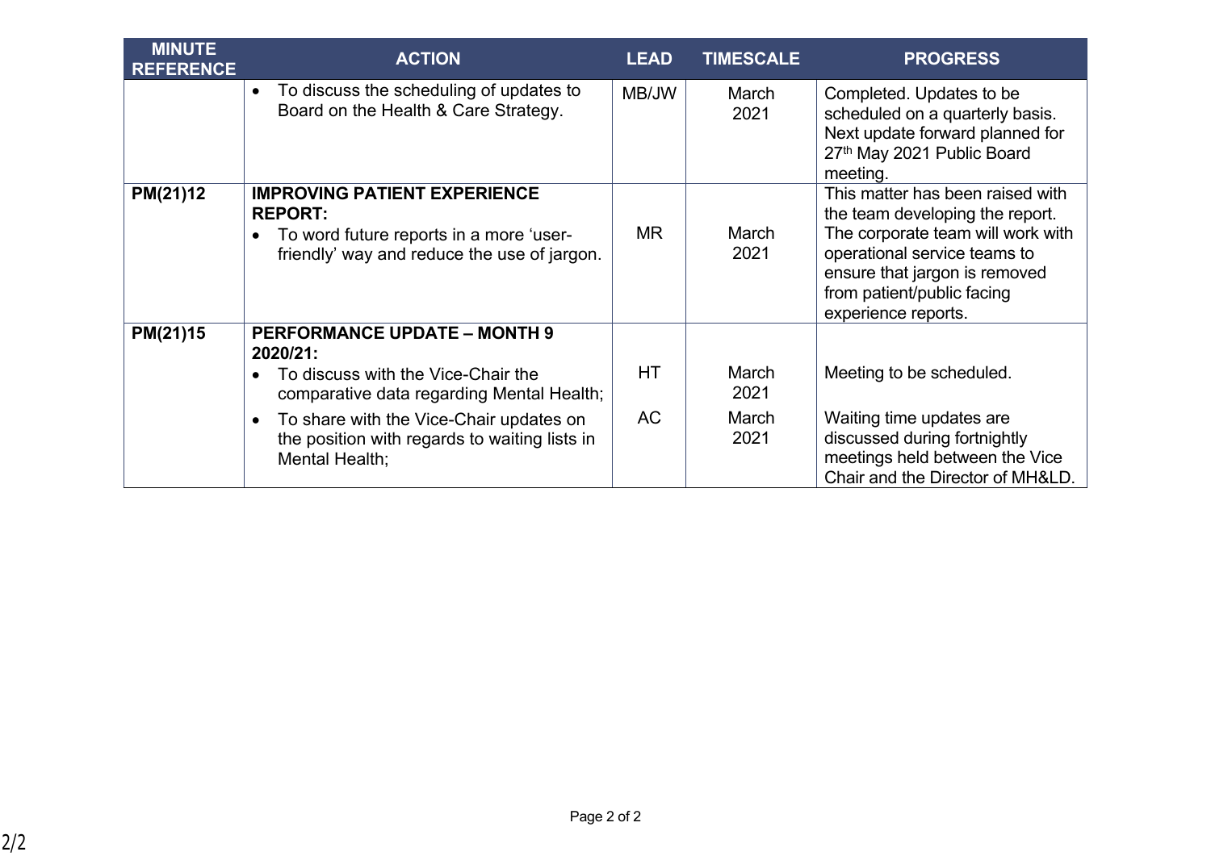| MINUTE REFERENCE | ACTION | LEAD | TIMESCALE | PROGRESS |
|---|---|---|---|---|
| | • To discuss the scheduling of updates to Board on the Health & Care Strategy. | MB/JW | March 2021 | Completed. Updates to be scheduled on a quarterly basis. Next update forward planned for 27th May 2021 Public Board meeting. |
| **PM(21)12** | **IMPROVING PATIENT EXPERIENCE REPORT:** • To word future reports in a more 'user-friendly' way and reduce the use of jargon. | MR | March 2021 | This matter has been raised with the team developing the report. The corporate team will work with operational service teams to ensure that jargon is removed from patient/public facing experience reports. |
| **PM(21)15** | **PERFORMANCE UPDATE – MONTH 9 2020/21:** • To discuss with the Vice-Chair the comparative data regarding Mental Health; | HT | March 2021 | Meeting to be scheduled. |
| | • To share with the Vice-Chair updates on the position with regards to waiting lists in Mental Health; | AC | March 2021 | Waiting time updates are discussed during fortnightly meetings held between the Vice Chair and the Director of MH&LD. |